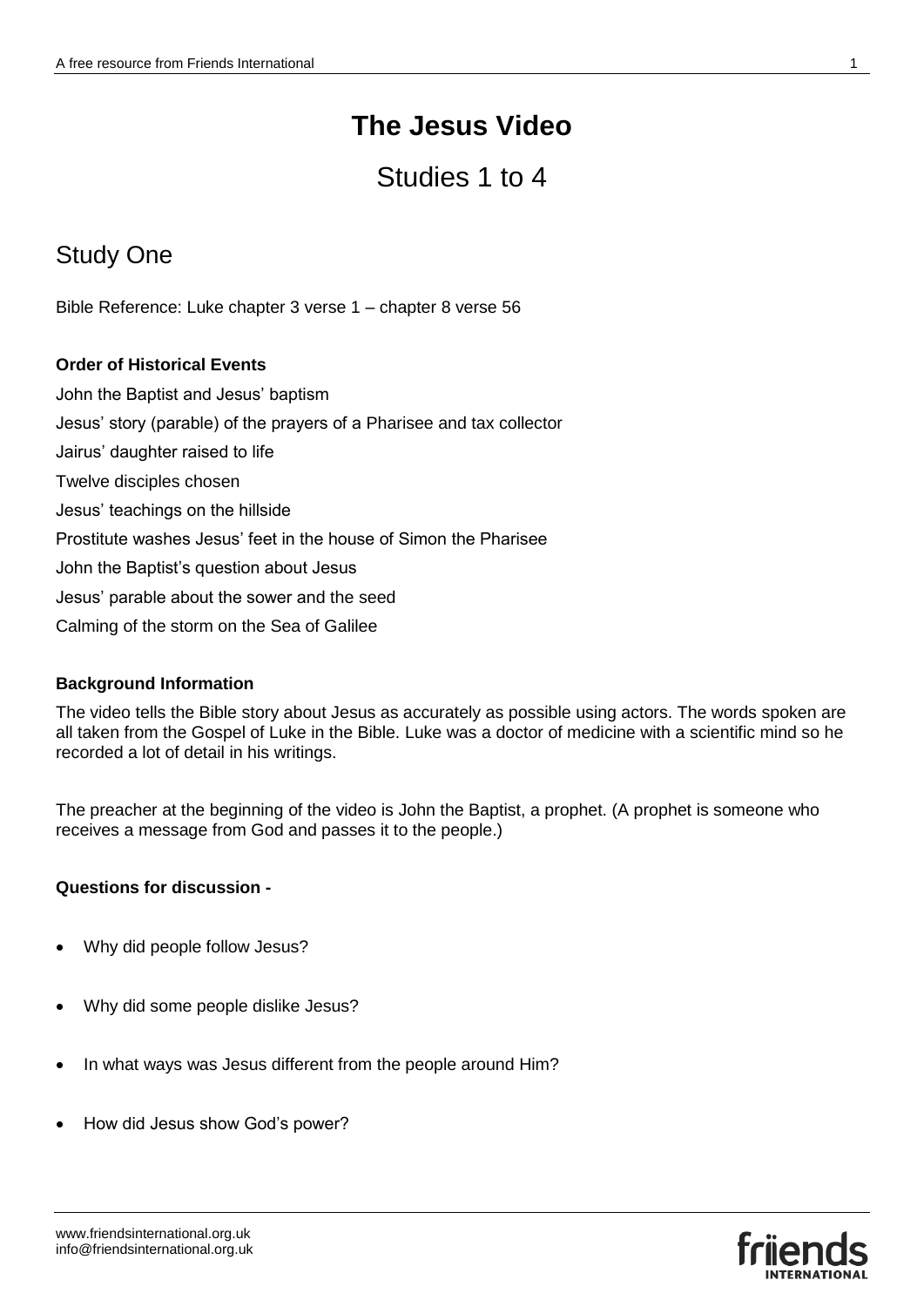# The Jesus Video

## Studies 1 to 4

## Study One

Bible Reference: Luke chapter 3 verse 1 – chapter 8 verse 56

**Order of Historical Events**

John the Baptist and Jesus' baptism

Jesus' story (parable) of the prayers of a Pharisee and tax collector

Jairus' daughter raised to life

Twelve disciples chosen

Jesus' teachings on the hillside

Prostitute washes Jesus' feet in the house of Simon the Pharisee

John the Baptist's question about Jesus

Jesus' parable about the sower and the seed

Calming of the storm on the Sea of Galilee

**Background Information**

The video tells the Bible story about Jesus as accurately as possible using actors. The words spoken are all taken from the Gospel of Luke in the Bible. Luke was a doctor of medicine with a scientific mind so he recorded a lot of detail in his writings.

The preacher at the beginning of the video is John the Baptist, a prophet. (A prophet is someone who receives a message from God and passes it to the people.)

**Questions for discussion -**

- Why did people follow Jesus?
- Why did some people dislike Jesus?
- In what ways was Jesus different from the people around Him?
- How did Jesus show God's power?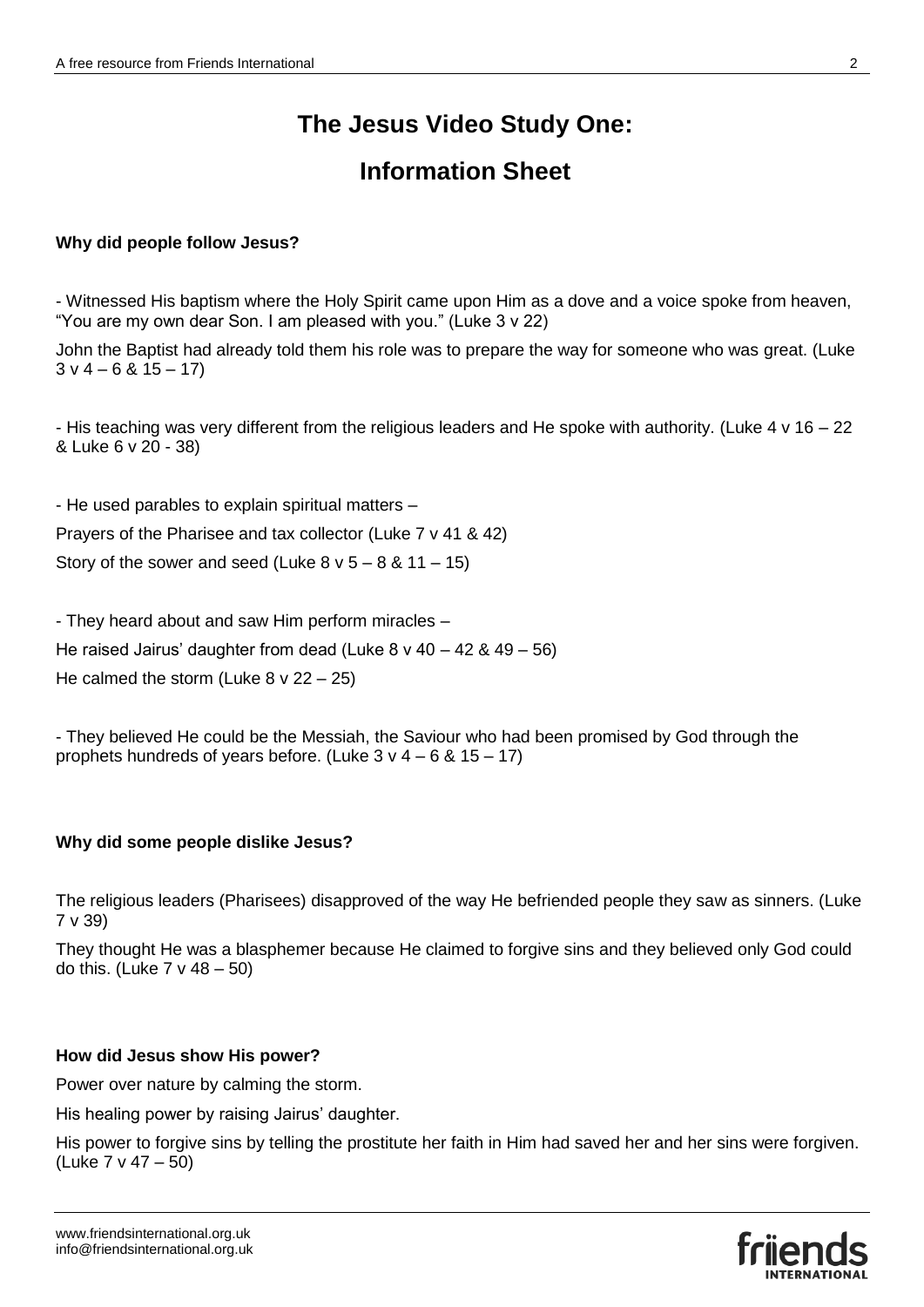# The Jesus Video Study One:

# Information Sheet

**Why did people follow Jesus?**

- Witnessed His baptism where the Holy Spirit came upon Him as a dove and a voice spoke from heaven, "You are my own dear Son. I am pleased with you." (Luke 3 v 22)

John the Baptist had already told them his role was to prepare the way for someone who was great. (Luke 3 v 4 – 6 & 15 – 17)

- His teaching was very different from the religious leaders and He spoke with authority. (Luke 4 v 16 – 22 & Luke 6 v 20 - 38)

- He used parables to explain spiritual matters –

Prayers of the Pharisee and tax collector (Luke 7 v 41 & 42)

Story of the sower and seed (Luke 8 v 5 – 8 & 11 – 15)

- They heard about and saw Him perform miracles –

He raised Jairus' daughter from dead (Luke 8 v 40 – 42 & 49 – 56)

He calmed the storm (Luke 8 v 22 – 25)

- They believed He could be the Messiah, the Saviour who had been promised by God through the prophets hundreds of years before. (Luke 3 v 4 – 6 & 15 – 17)

**Why did some people dislike Jesus?**

The religious leaders (Pharisees) disapproved of the way He befriended people they saw as sinners. (Luke 7 v 39)

They thought He was a blasphemer because He claimed to forgive sins and they believed only God could do this. (Luke 7 v 48 – 50)

**How did Jesus show His power?**

Power over nature by calming the storm.

His healing power by raising Jairus' daughter.

His power to forgive sins by telling the prostitute her faith in Him had saved her and her sins were forgiven. (Luke 7 v 47 – 50)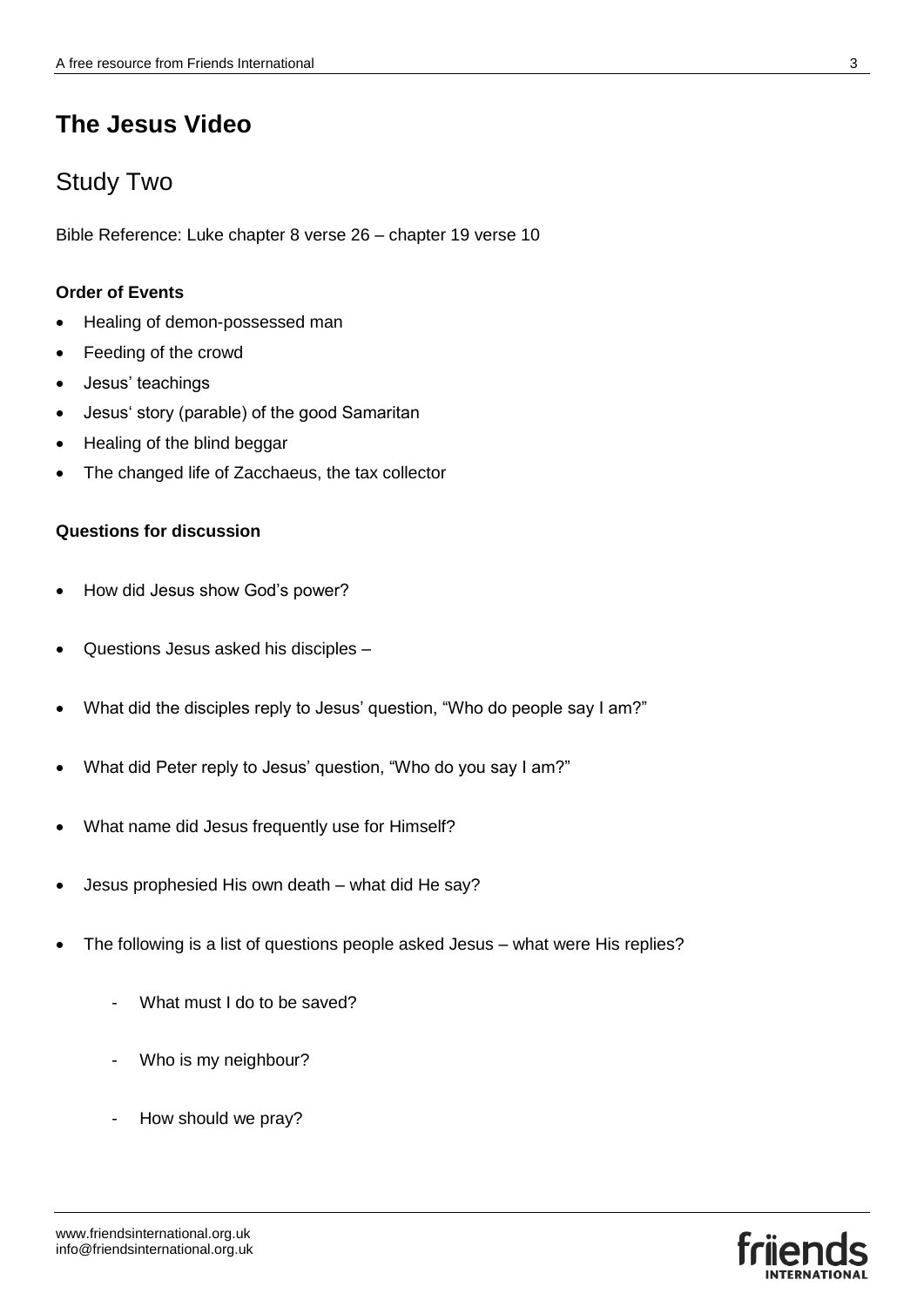# The Jesus Video

## Study Two

Bible Reference: Luke chapter 8 verse 26 – chapter 19 verse 10

**Order of Events**

- Healing of demon-possessed man
- Feeding of the crowd
- Jesus' teachings
- Jesus' story (parable) of the good Samaritan
- Healing of the blind beggar
- The changed life of Zacchaeus, the tax collector

**Questions for discussion**

- How did Jesus show God's power?
- Questions Jesus asked his disciples –
- What did the disciples reply to Jesus' question, "Who do people say I am?"
- What did Peter reply to Jesus' question, "Who do you say I am?"
- What name did Jesus frequently use for Himself?
- Jesus prophesied His own death – what did He say?
- The following is a list of questions people asked Jesus – what were His replies?
    - What must I do to be saved?
    - Who is my neighbour?
    - How should we pray?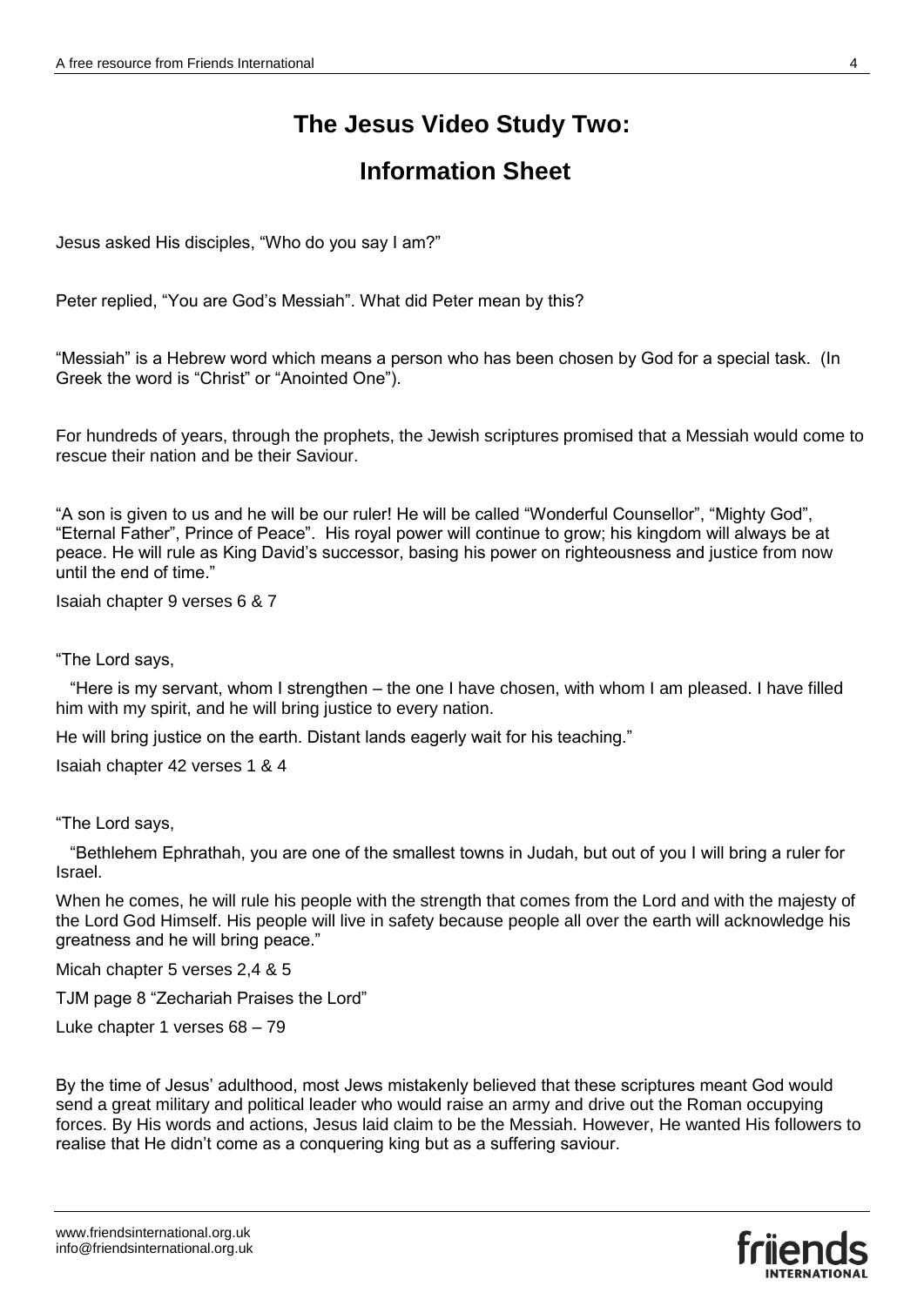# The Jesus Video Study Two:

## Information Sheet

Jesus asked His disciples, "Who do you say I am?"

Peter replied, "You are God's Messiah". What did Peter mean by this?

"Messiah" is a Hebrew word which means a person who has been chosen by God for a special task. (In Greek the word is "Christ" or "Anointed One").

For hundreds of years, through the prophets, the Jewish scriptures promised that a Messiah would come to rescue their nation and be their Saviour.

"A son is given to us and he will be our ruler! He will be called "Wonderful Counsellor", "Mighty God", "Eternal Father", Prince of Peace". His royal power will continue to grow; his kingdom will always be at peace. He will rule as King David's successor, basing his power on righteousness and justice from now until the end of time."

Isaiah chapter 9 verses 6 & 7

"The Lord says,

"Here is my servant, whom I strengthen – the one I have chosen, with whom I am pleased. I have filled him with my spirit, and he will bring justice to every nation.

He will bring justice on the earth. Distant lands eagerly wait for his teaching."

Isaiah chapter 42 verses 1 & 4

"The Lord says,

"Bethlehem Ephrathah, you are one of the smallest towns in Judah, but out of you I will bring a ruler for Israel.

When he comes, he will rule his people with the strength that comes from the Lord and with the majesty of the Lord God Himself. His people will live in safety because people all over the earth will acknowledge his greatness and he will bring peace."

Micah chapter 5 verses 2,4 & 5

TJM page 8 "Zechariah Praises the Lord"

Luke chapter 1 verses 68 – 79

By the time of Jesus' adulthood, most Jews mistakenly believed that these scriptures meant God would send a great military and political leader who would raise an army and drive out the Roman occupying forces. By His words and actions, Jesus laid claim to be the Messiah. However, He wanted His followers to realise that He didn't come as a conquering king but as a suffering saviour.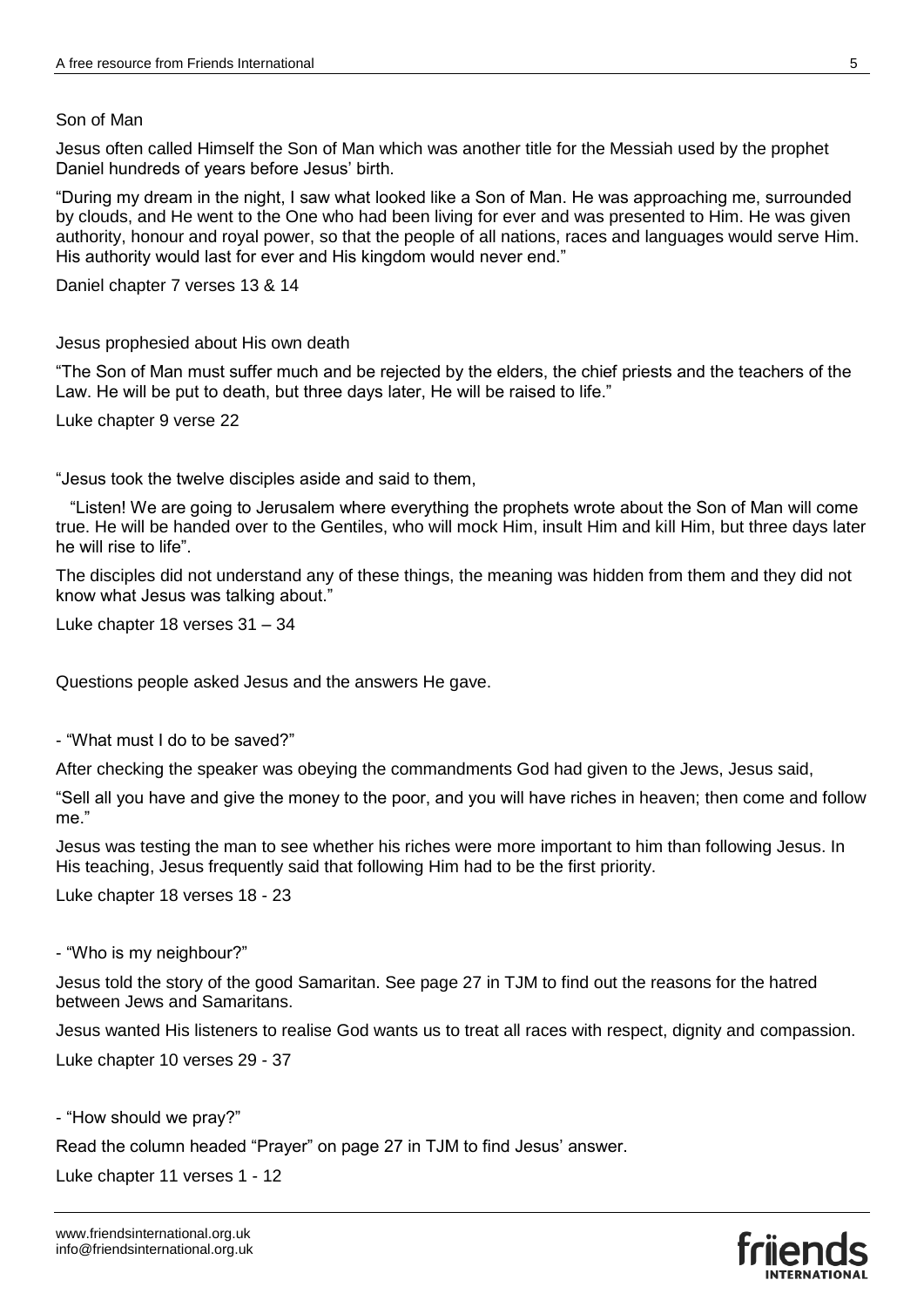## Son of Man

Jesus often called Himself the Son of Man which was another title for the Messiah used by the prophet Daniel hundreds of years before Jesus' birth.

"During my dream in the night, I saw what looked like a Son of Man. He was approaching me, surrounded by clouds, and He went to the One who had been living for ever and was presented to Him. He was given authority, honour and royal power, so that the people of all nations, races and languages would serve Him. His authority would last for ever and His kingdom would never end."

Daniel chapter 7 verses 13 & 14

## Jesus prophesied about His own death

"The Son of Man must suffer much and be rejected by the elders, the chief priests and the teachers of the Law. He will be put to death, but three days later, He will be raised to life."

Luke chapter 9 verse 22

"Jesus took the twelve disciples aside and said to them,

"Listen! We are going to Jerusalem where everything the prophets wrote about the Son of Man will come true. He will be handed over to the Gentiles, who will mock Him, insult Him and kill Him, but three days later he will rise to life".

The disciples did not understand any of these things, the meaning was hidden from them and they did not know what Jesus was talking about."

Luke chapter 18 verses 31 – 34

## Questions people asked Jesus and the answers He gave.

- "What must I do to be saved?"

After checking the speaker was obeying the commandments God had given to the Jews, Jesus said,

"Sell all you have and give the money to the poor, and you will have riches in heaven; then come and follow me."

Jesus was testing the man to see whether his riches were more important to him than following Jesus. In His teaching, Jesus frequently said that following Him had to be the first priority.

Luke chapter 18 verses 18 - 23

- "Who is my neighbour?"

Jesus told the story of the good Samaritan. See page 27 in TJM to find out the reasons for the hatred between Jews and Samaritans.

Jesus wanted His listeners to realise God wants us to treat all races with respect, dignity and compassion.

Luke chapter 10 verses 29 - 37

- "How should we pray?"

Read the column headed "Prayer" on page 27 in TJM to find Jesus' answer.

Luke chapter 11 verses 1 - 12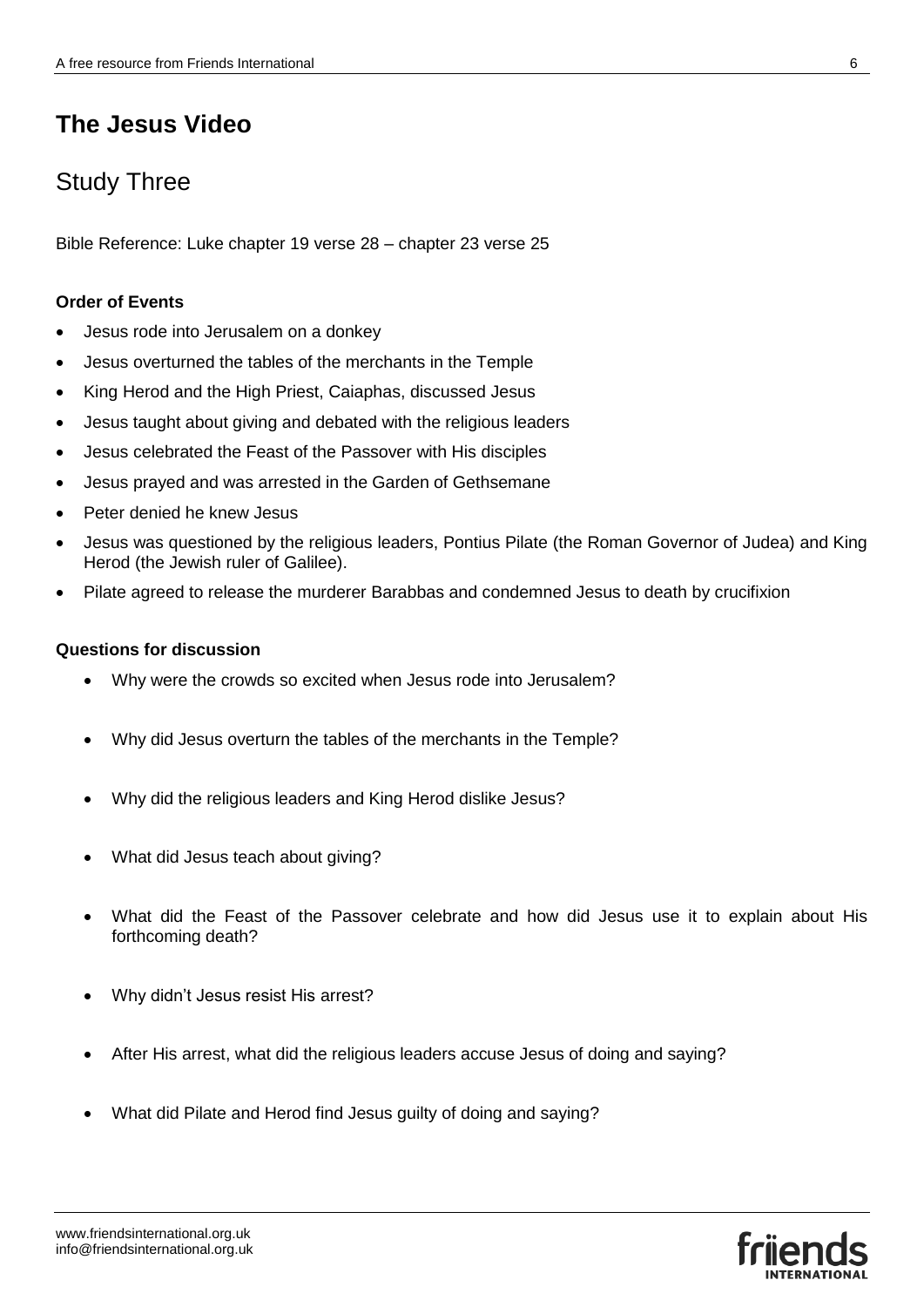# The Jesus Video

## Study Three

Bible Reference: Luke chapter 19 verse 28 – chapter 23 verse 25

**Order of Events**

- Jesus rode into Jerusalem on a donkey
- Jesus overturned the tables of the merchants in the Temple
- King Herod and the High Priest, Caiaphas, discussed Jesus
- Jesus taught about giving and debated with the religious leaders
- Jesus celebrated the Feast of the Passover with His disciples
- Jesus prayed and was arrested in the Garden of Gethsemane
- Peter denied he knew Jesus
- Jesus was questioned by the religious leaders, Pontius Pilate (the Roman Governor of Judea) and King Herod (the Jewish ruler of Galilee).
- Pilate agreed to release the murderer Barabbas and condemned Jesus to death by crucifixion

**Questions for discussion**

- Why were the crowds so excited when Jesus rode into Jerusalem?
- Why did Jesus overturn the tables of the merchants in the Temple?
- Why did the religious leaders and King Herod dislike Jesus?
- What did Jesus teach about giving?
- What did the Feast of the Passover celebrate and how did Jesus use it to explain about His forthcoming death?
- Why didn't Jesus resist His arrest?
- After His arrest, what did the religious leaders accuse Jesus of doing and saying?
- What did Pilate and Herod find Jesus guilty of doing and saying?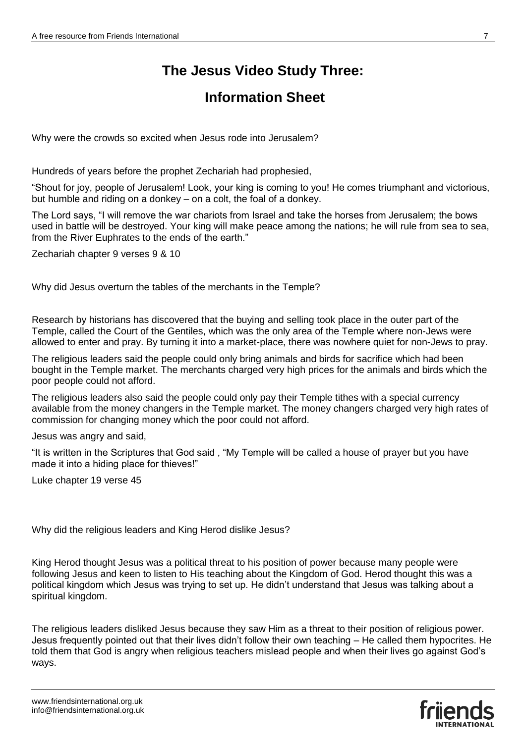# The Jesus Video Study Three:

# Information Sheet

Why were the crowds so excited when Jesus rode into Jerusalem?

Hundreds of years before the prophet Zechariah had prophesied,

"Shout for joy, people of Jerusalem! Look, your king is coming to you! He comes triumphant and victorious, but humble and riding on a donkey – on a colt, the foal of a donkey.

The Lord says, "I will remove the war chariots from Israel and take the horses from Jerusalem; the bows used in battle will be destroyed. Your king will make peace among the nations; he will rule from sea to sea, from the River Euphrates to the ends of the earth."

Zechariah chapter 9 verses 9 & 10

Why did Jesus overturn the tables of the merchants in the Temple?

Research by historians has discovered that the buying and selling took place in the outer part of the Temple, called the Court of the Gentiles, which was the only area of the Temple where non-Jews were allowed to enter and pray. By turning it into a market-place, there was nowhere quiet for non-Jews to pray.

The religious leaders said the people could only bring animals and birds for sacrifice which had been bought in the Temple market. The merchants charged very high prices for the animals and birds which the poor people could not afford.

The religious leaders also said the people could only pay their Temple tithes with a special currency available from the money changers in the Temple market. The money changers charged very high rates of commission for changing money which the poor could not afford.

Jesus was angry and said,

"It is written in the Scriptures that God said , "My Temple will be called a house of prayer but you have made it into a hiding place for thieves!"

Luke chapter 19 verse 45

Why did the religious leaders and King Herod dislike Jesus?

King Herod thought Jesus was a political threat to his position of power because many people were following Jesus and keen to listen to His teaching about the Kingdom of God. Herod thought this was a political kingdom which Jesus was trying to set up. He didn't understand that Jesus was talking about a spiritual kingdom.

The religious leaders disliked Jesus because they saw Him as a threat to their position of religious power. Jesus frequently pointed out that their lives didn't follow their own teaching – He called them hypocrites. He told them that God is angry when religious teachers mislead people and when their lives go against God's ways.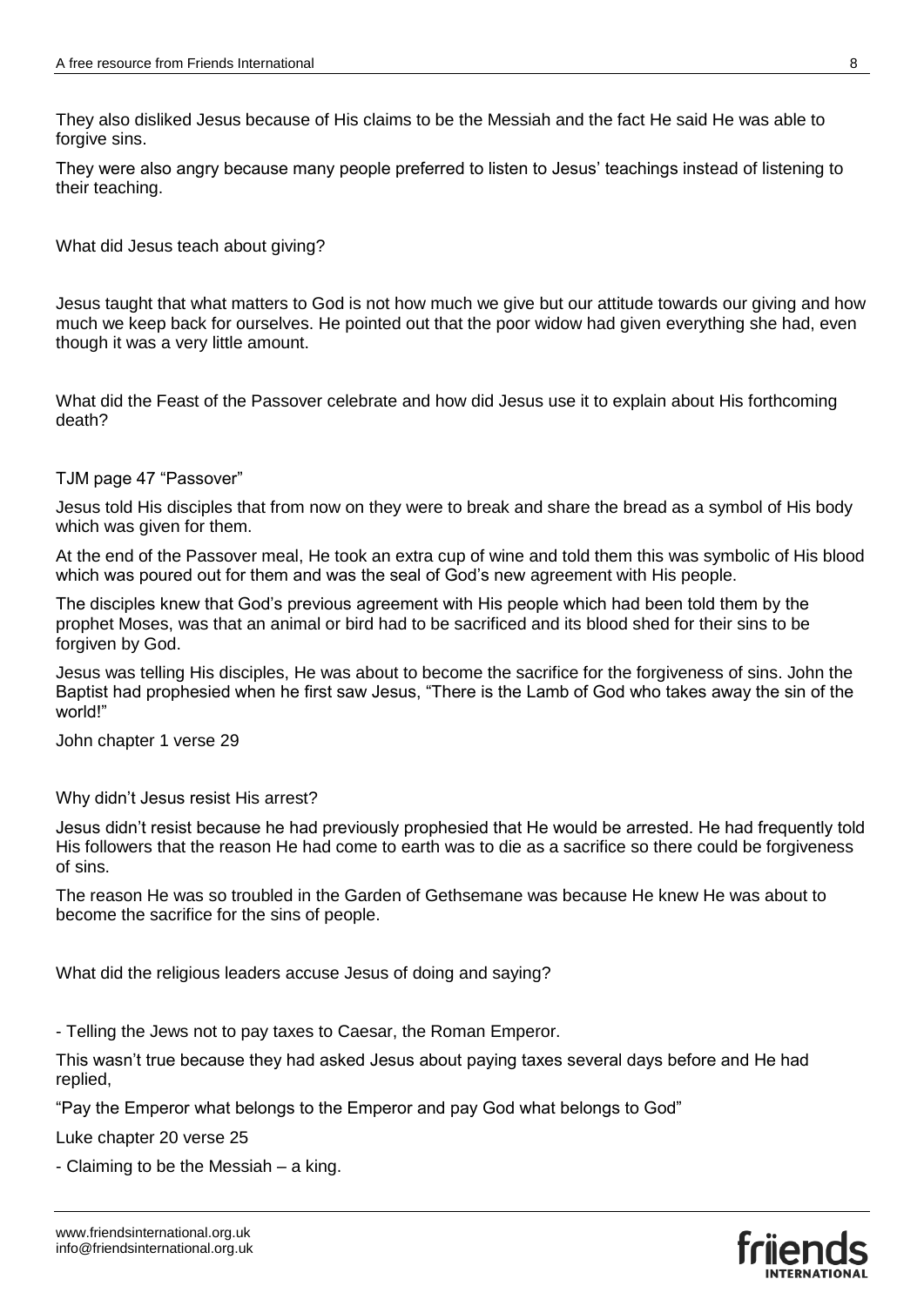They also disliked Jesus because of His claims to be the Messiah and the fact He said He was able to forgive sins.

They were also angry because many people preferred to listen to Jesus' teachings instead of listening to their teaching.

What did Jesus teach about giving?

Jesus taught that what matters to God is not how much we give but our attitude towards our giving and how much we keep back for ourselves. He pointed out that the poor widow had given everything she had, even though it was a very little amount.

What did the Feast of the Passover celebrate and how did Jesus use it to explain about His forthcoming death?

TJM page 47 "Passover"

Jesus told His disciples that from now on they were to break and share the bread as a symbol of His body which was given for them.

At the end of the Passover meal, He took an extra cup of wine and told them this was symbolic of His blood which was poured out for them and was the seal of God's new agreement with His people.

The disciples knew that God's previous agreement with His people which had been told them by the prophet Moses, was that an animal or bird had to be sacrificed and its blood shed for their sins to be forgiven by God.

Jesus was telling His disciples, He was about to become the sacrifice for the forgiveness of sins. John the Baptist had prophesied when he first saw Jesus, "There is the Lamb of God who takes away the sin of the world!"

John chapter 1 verse 29

Why didn't Jesus resist His arrest?

Jesus didn't resist because he had previously prophesied that He would be arrested. He had frequently told His followers that the reason He had come to earth was to die as a sacrifice so there could be forgiveness of sins.

The reason He was so troubled in the Garden of Gethsemane was because He knew He was about to become the sacrifice for the sins of people.

What did the religious leaders accuse Jesus of doing and saying?

- Telling the Jews not to pay taxes to Caesar, the Roman Emperor.

This wasn't true because they had asked Jesus about paying taxes several days before and He had replied,

"Pay the Emperor what belongs to the Emperor and pay God what belongs to God"

Luke chapter 20 verse 25

- Claiming to be the Messiah – a king.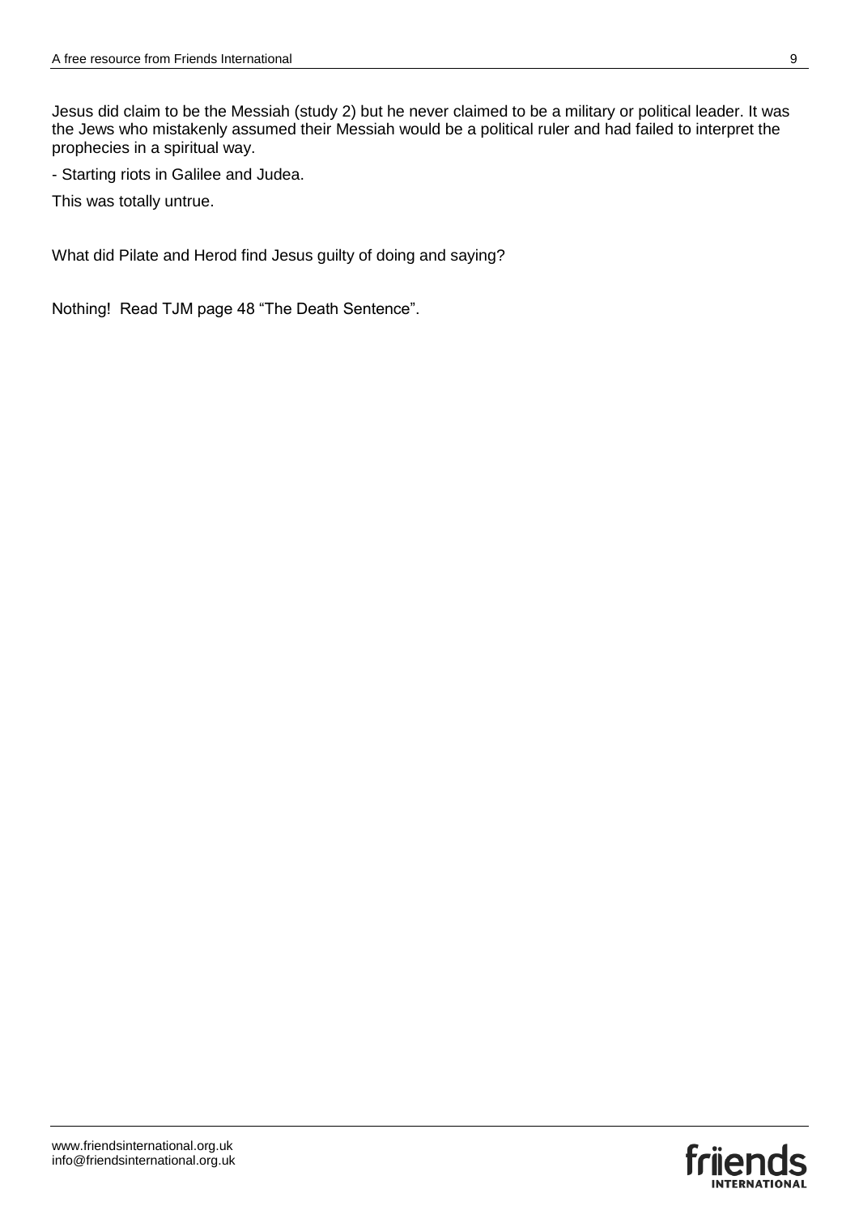Jesus did claim to be the Messiah (study 2) but he never claimed to be a military or political leader. It was the Jews who mistakenly assumed their Messiah would be a political ruler and had failed to interpret the prophecies in a spiritual way.

- Starting riots in Galilee and Judea.

This was totally untrue.

What did Pilate and Herod find Jesus guilty of doing and saying?

Nothing! Read TJM page 48 “The Death Sentence”.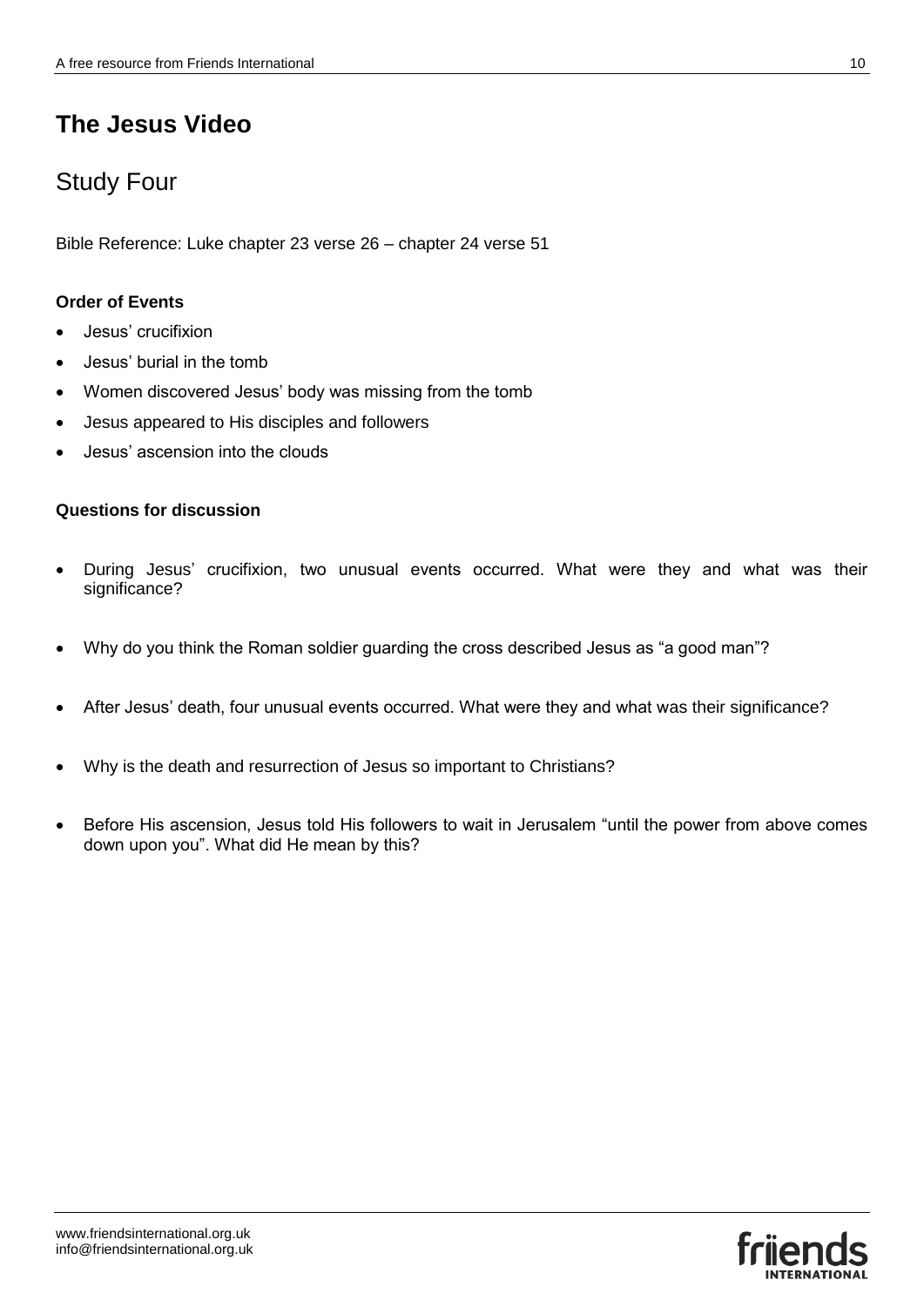# The Jesus Video

## Study Four

Bible Reference: Luke chapter 23 verse 26 – chapter 24 verse 51

**Order of Events**

- Jesus' crucifixion
- Jesus' burial in the tomb
- Women discovered Jesus' body was missing from the tomb
- Jesus appeared to His disciples and followers
- Jesus' ascension into the clouds

**Questions for discussion**

- During Jesus' crucifixion, two unusual events occurred. What were they and what was their significance?
- Why do you think the Roman soldier guarding the cross described Jesus as "a good man"?
- After Jesus' death, four unusual events occurred. What were they and what was their significance?
- Why is the death and resurrection of Jesus so important to Christians?
- Before His ascension, Jesus told His followers to wait in Jerusalem "until the power from above comes down upon you". What did He mean by this?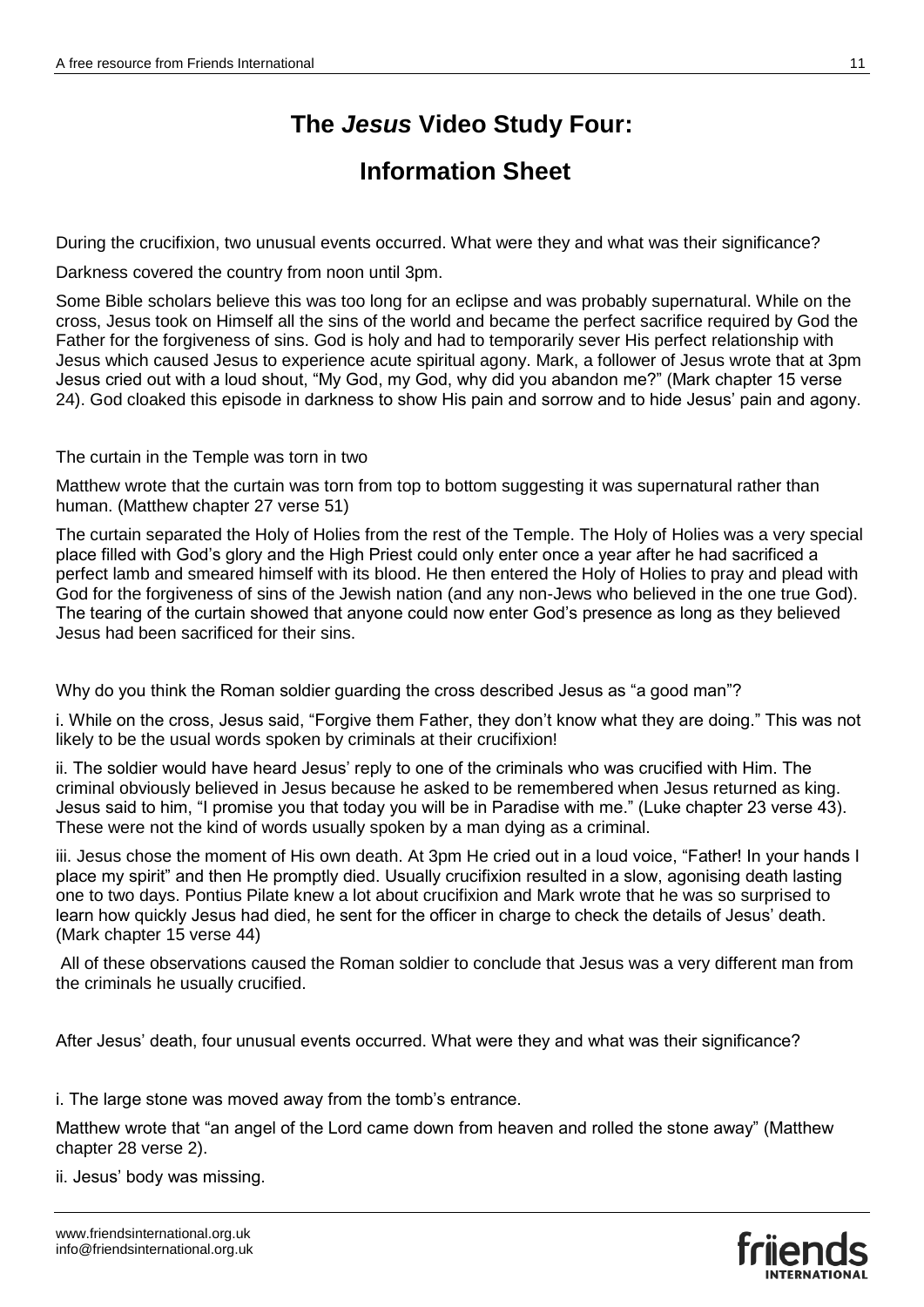# The *Jesus* Video Study Four:

# Information Sheet

During the crucifixion, two unusual events occurred. What were they and what was their significance?

Darkness covered the country from noon until 3pm.

Some Bible scholars believe this was too long for an eclipse and was probably supernatural. While on the cross, Jesus took on Himself all the sins of the world and became the perfect sacrifice required by God the Father for the forgiveness of sins. God is holy and had to temporarily sever His perfect relationship with Jesus which caused Jesus to experience acute spiritual agony. Mark, a follower of Jesus wrote that at 3pm Jesus cried out with a loud shout, "My God, my God, why did you abandon me?" (Mark chapter 15 verse 24). God cloaked this episode in darkness to show His pain and sorrow and to hide Jesus' pain and agony.

The curtain in the Temple was torn in two

Matthew wrote that the curtain was torn from top to bottom suggesting it was supernatural rather than human. (Matthew chapter 27 verse 51)

The curtain separated the Holy of Holies from the rest of the Temple. The Holy of Holies was a very special place filled with God's glory and the High Priest could only enter once a year after he had sacrificed a perfect lamb and smeared himself with its blood. He then entered the Holy of Holies to pray and plead with God for the forgiveness of sins of the Jewish nation (and any non-Jews who believed in the one true God). The tearing of the curtain showed that anyone could now enter God's presence as long as they believed Jesus had been sacrificed for their sins.

Why do you think the Roman soldier guarding the cross described Jesus as "a good man"?

i. While on the cross, Jesus said, "Forgive them Father, they don't know what they are doing." This was not likely to be the usual words spoken by criminals at their crucifixion!

ii. The soldier would have heard Jesus' reply to one of the criminals who was crucified with Him. The criminal obviously believed in Jesus because he asked to be remembered when Jesus returned as king. Jesus said to him, "I promise you that today you will be in Paradise with me." (Luke chapter 23 verse 43). These were not the kind of words usually spoken by a man dying as a criminal.

iii. Jesus chose the moment of His own death. At 3pm He cried out in a loud voice, "Father! In your hands I place my spirit" and then He promptly died. Usually crucifixion resulted in a slow, agonising death lasting one to two days. Pontius Pilate knew a lot about crucifixion and Mark wrote that he was so surprised to learn how quickly Jesus had died, he sent for the officer in charge to check the details of Jesus' death. (Mark chapter 15 verse 44)

All of these observations caused the Roman soldier to conclude that Jesus was a very different man from the criminals he usually crucified.

After Jesus' death, four unusual events occurred. What were they and what was their significance?

i. The large stone was moved away from the tomb's entrance.

Matthew wrote that "an angel of the Lord came down from heaven and rolled the stone away" (Matthew chapter 28 verse 2).

ii. Jesus' body was missing.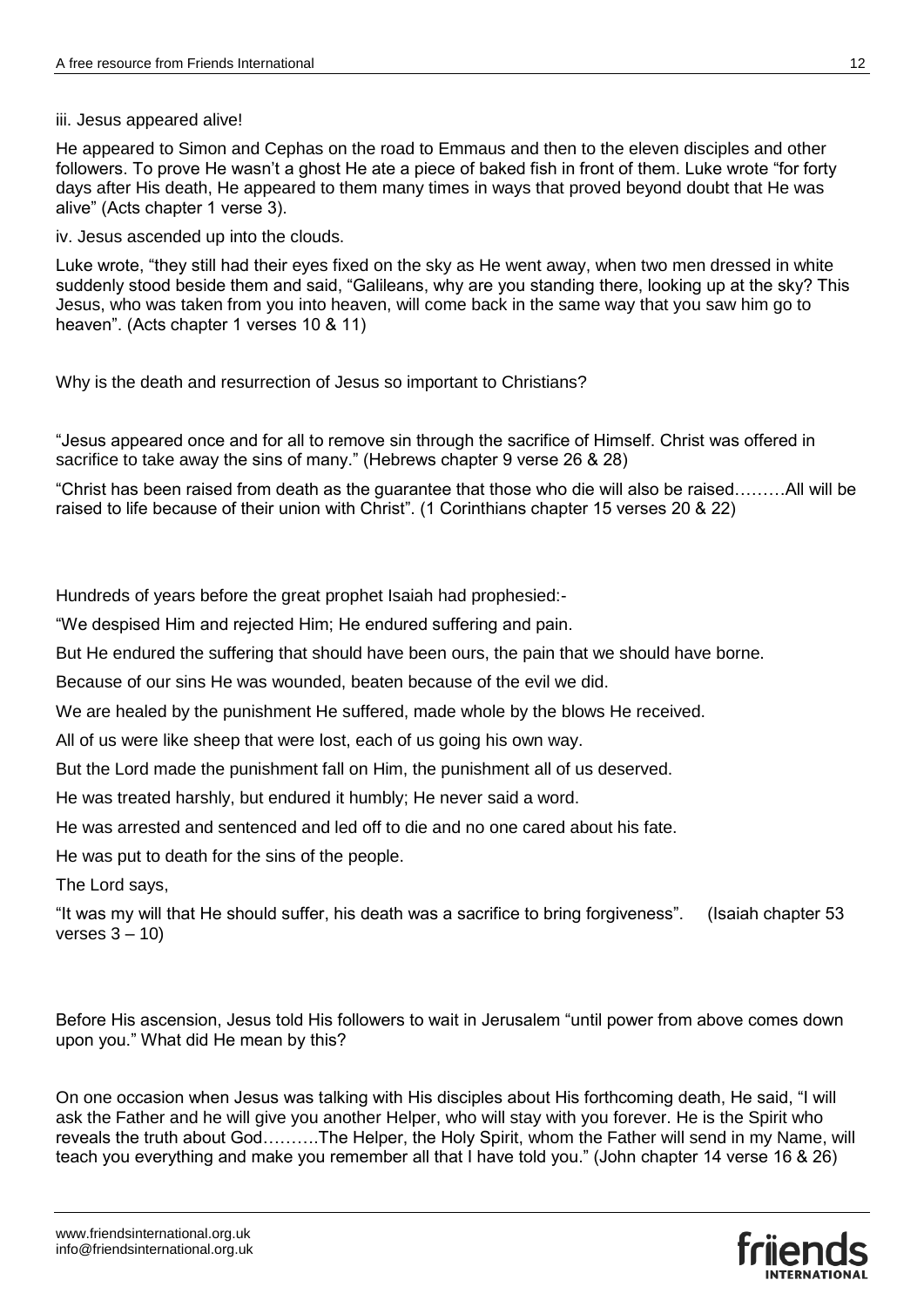iii. Jesus appeared alive!

He appeared to Simon and Cephas on the road to Emmaus and then to the eleven disciples and other followers. To prove He wasn't a ghost He ate a piece of baked fish in front of them. Luke wrote "for forty days after His death, He appeared to them many times in ways that proved beyond doubt that He was alive" (Acts chapter 1 verse 3).

iv. Jesus ascended up into the clouds.

Luke wrote, "they still had their eyes fixed on the sky as He went away, when two men dressed in white suddenly stood beside them and said, "Galileans, why are you standing there, looking up at the sky? This Jesus, who was taken from you into heaven, will come back in the same way that you saw him go to heaven". (Acts chapter 1 verses 10 & 11)

Why is the death and resurrection of Jesus so important to Christians?

"Jesus appeared once and for all to remove sin through the sacrifice of Himself. Christ was offered in sacrifice to take away the sins of many." (Hebrews chapter 9 verse 26 & 28)

"Christ has been raised from death as the guarantee that those who die will also be raised………All will be raised to life because of their union with Christ". (1 Corinthians chapter 15 verses 20 & 22)

Hundreds of years before the great prophet Isaiah had prophesied:-

"We despised Him and rejected Him; He endured suffering and pain.

But He endured the suffering that should have been ours, the pain that we should have borne.

Because of our sins He was wounded, beaten because of the evil we did.

We are healed by the punishment He suffered, made whole by the blows He received.

All of us were like sheep that were lost, each of us going his own way.

But the Lord made the punishment fall on Him, the punishment all of us deserved.

He was treated harshly, but endured it humbly; He never said a word.

He was arrested and sentenced and led off to die and no one cared about his fate.

He was put to death for the sins of the people.

The Lord says,

"It was my will that He should suffer, his death was a sacrifice to bring forgiveness". (Isaiah chapter 53 verses 3 – 10)

Before His ascension, Jesus told His followers to wait in Jerusalem "until power from above comes down upon you." What did He mean by this?

On one occasion when Jesus was talking with His disciples about His forthcoming death, He said, "I will ask the Father and he will give you another Helper, who will stay with you forever. He is the Spirit who reveals the truth about God……….The Helper, the Holy Spirit, whom the Father will send in my Name, will teach you everything and make you remember all that I have told you." (John chapter 14 verse 16 & 26)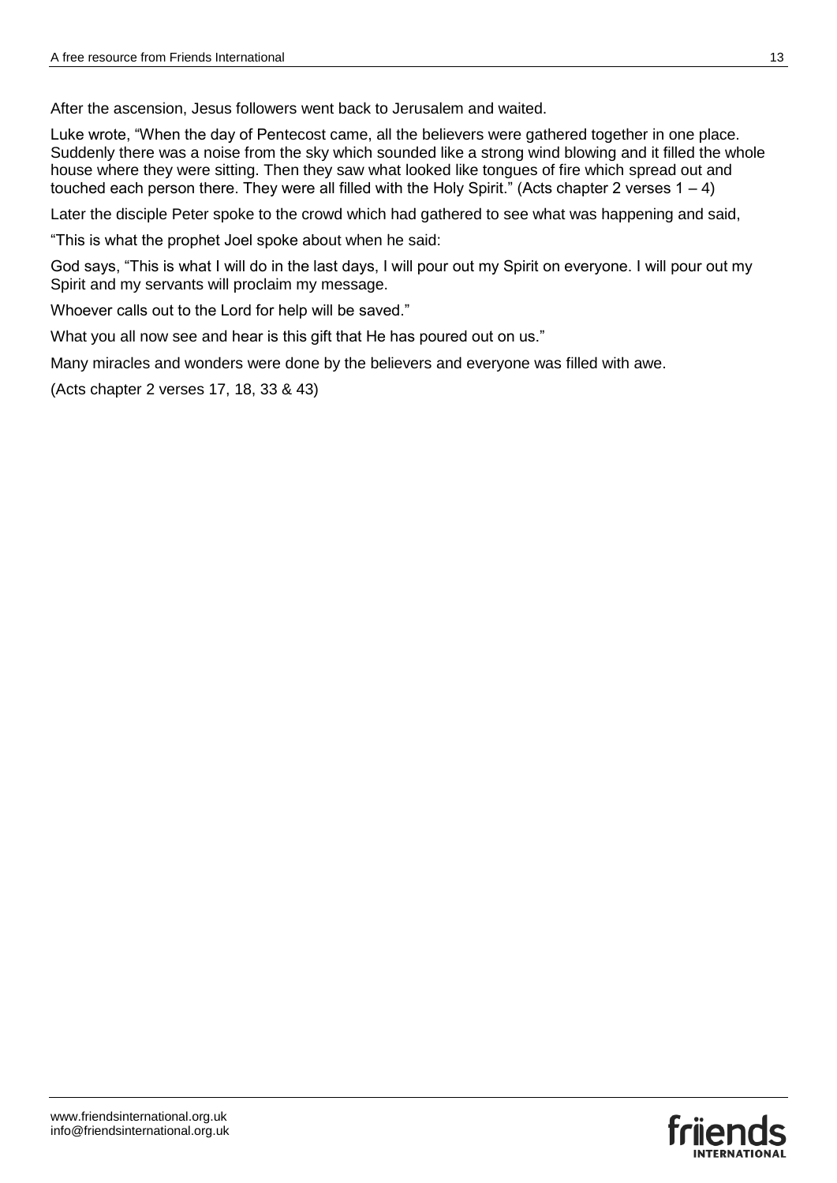After the ascension, Jesus followers went back to Jerusalem and waited.

Luke wrote, "When the day of Pentecost came, all the believers were gathered together in one place. Suddenly there was a noise from the sky which sounded like a strong wind blowing and it filled the whole house where they were sitting. Then they saw what looked like tongues of fire which spread out and touched each person there. They were all filled with the Holy Spirit." (Acts chapter 2 verses 1 – 4)

Later the disciple Peter spoke to the crowd which had gathered to see what was happening and said,

"This is what the prophet Joel spoke about when he said:

God says, "This is what I will do in the last days, I will pour out my Spirit on everyone. I will pour out my Spirit and my servants will proclaim my message.

Whoever calls out to the Lord for help will be saved."

What you all now see and hear is this gift that He has poured out on us."

Many miracles and wonders were done by the believers and everyone was filled with awe.

(Acts chapter 2 verses 17, 18, 33 & 43)